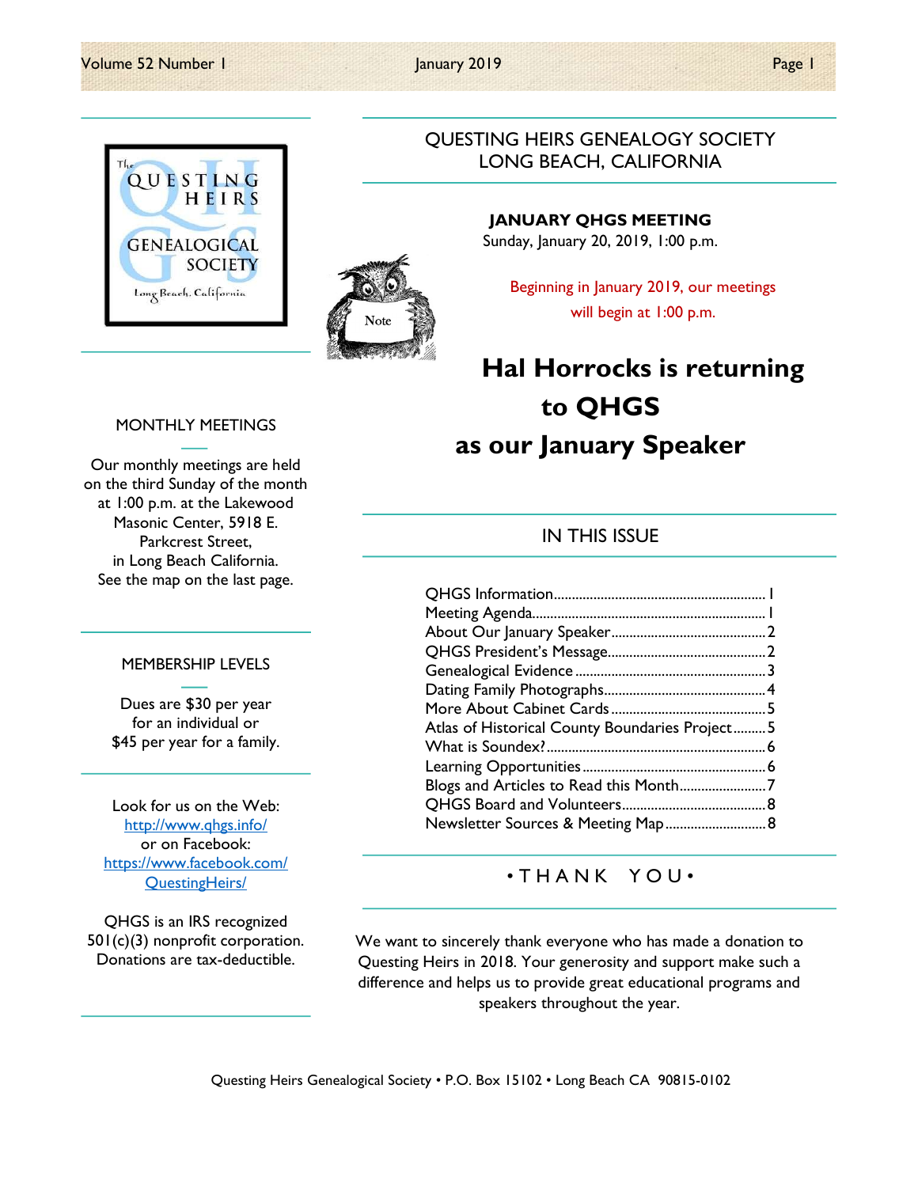# QUESTING HEIRS GENEALOGY SOCIETY
# LONG BEACH, CALIFORNIA

**JANUARY QHGS MEETING**
Sunday, January 20, 2019, 1:00 p.m.

Beginning in January 2019, our meetings will begin at 1:00 p.m.

## Hal Horrocks is returning to QHGS as our January Speaker

## IN THIS ISSUE

- QHGS Information....1
- Meeting Agenda....1
- About Our January Speaker....2
- QHGS President's Message....2
- Genealogical Evidence....3
- Dating Family Photographs....4
- More About Cabinet Cards....5
- Atlas of Historical County Boundaries Project....5
- What is Soundex?....6
- Learning Opportunities....6
- Blogs and Articles to Read this Month....7
- QHGS Board and Volunteers....8
- Newsletter Sources & Meeting Map....8

## • THANK YOU •

We want to sincerely thank everyone who has made a donation to Questing Heirs in 2018. Your generosity and support make such a difference and helps us to provide great educational programs and speakers throughout the year.

### MONTHLY MEETINGS

Our monthly meetings are held on the third Sunday of the month at 1:00 p.m. at the Lakewood Masonic Center, 5918 E. Parkcrest Street, in Long Beach California. See the map on the last page.

### MEMBERSHIP LEVELS

Dues are $30 per year for an individual or $45 per year for a family.

Look for us on the Web: http://www.qhgs.info/
or on Facebook: https://www.facebook.com/QuestingHeirs/

QHGS is an IRS recognized 501(c)(3) nonprofit corporation. Donations are tax-deductible.

Questing Heirs Genealogical Society • P.O. Box 15102 • Long Beach CA 90815-0102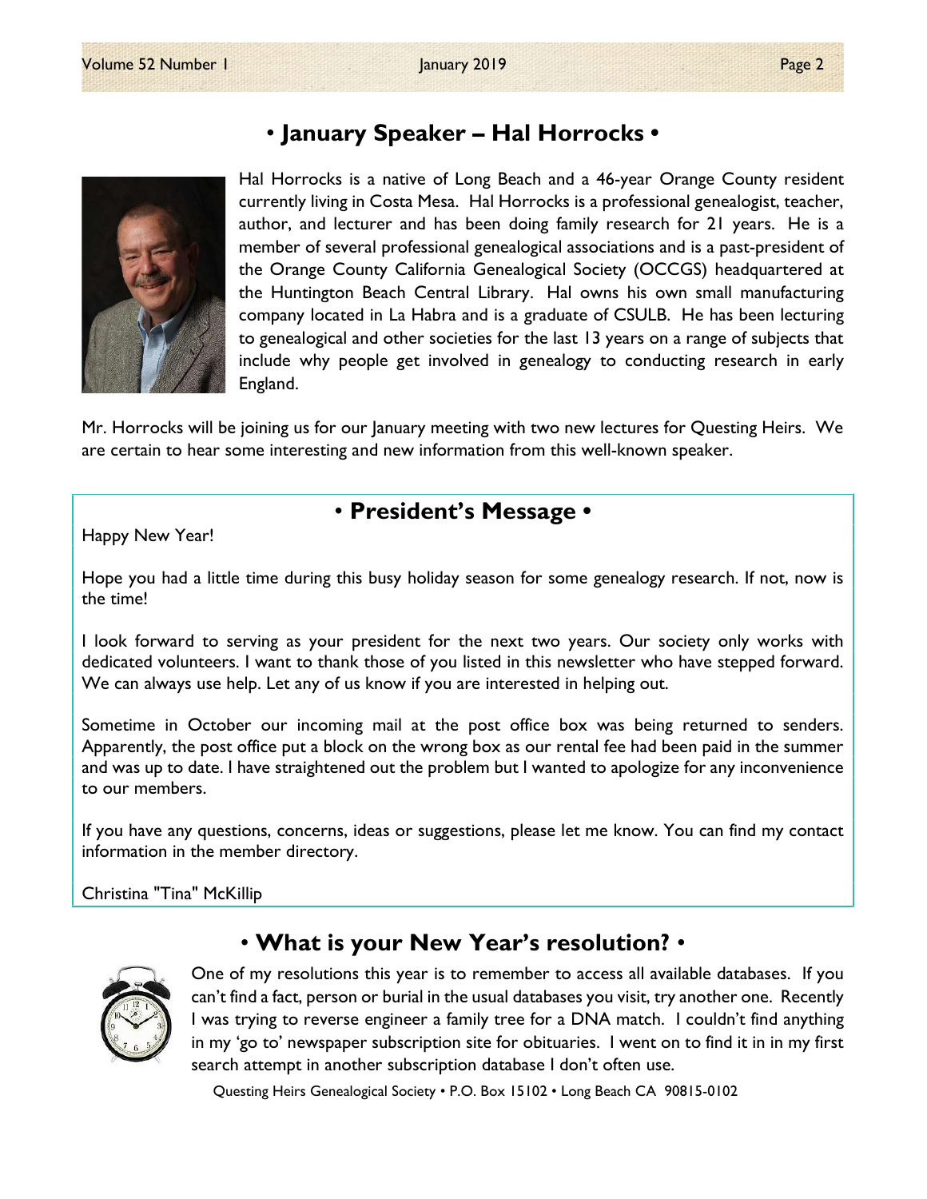## • January Speaker – Hal Horrocks •

Hal Horrocks is a native of Long Beach and a 46-year Orange County resident currently living in Costa Mesa. Hal Horrocks is a professional genealogist, teacher, author, and lecturer and has been doing family research for 21 years. He is a member of several professional genealogical associations and is a past-president of the Orange County California Genealogical Society (OCCGS) headquartered at the Huntington Beach Central Library. Hal owns his own small manufacturing company located in La Habra and is a graduate of CSULB. He has been lecturing to genealogical and other societies for the last 13 years on a range of subjects that include why people get involved in genealogy to conducting research in early England.

Mr. Horrocks will be joining us for our January meeting with two new lectures for Questing Heirs. We are certain to hear some interesting and new information from this well-known speaker.

## • President's Message •

Happy New Year!

Hope you had a little time during this busy holiday season for some genealogy research. If not, now is the time!

I look forward to serving as your president for the next two years. Our society only works with dedicated volunteers. I want to thank those of you listed in this newsletter who have stepped forward. We can always use help. Let any of us know if you are interested in helping out.

Sometime in October our incoming mail at the post office box was being returned to senders. Apparently, the post office put a block on the wrong box as our rental fee had been paid in the summer and was up to date. I have straightened out the problem but I wanted to apologize for any inconvenience to our members.

If you have any questions, concerns, ideas or suggestions, please let me know. You can find my contact information in the member directory.

Christina "Tina" McKillip

## • What is your New Year's resolution? •

One of my resolutions this year is to remember to access all available databases. If you can't find a fact, person or burial in the usual databases you visit, try another one. Recently I was trying to reverse engineer a family tree for a DNA match. I couldn't find anything in my 'go to' newspaper subscription site for obituaries. I went on to find it in in my first search attempt in another subscription database I don't often use.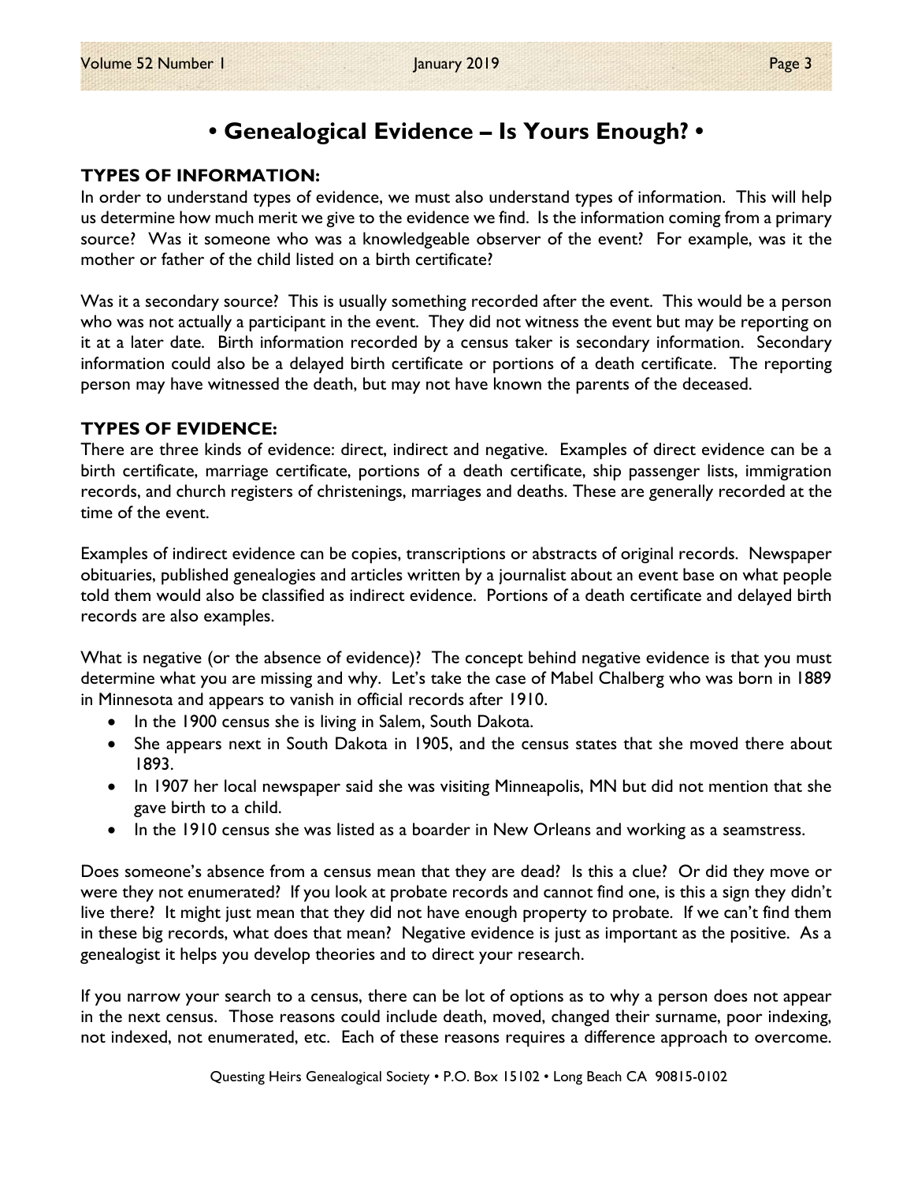# • Genealogical Evidence – Is Yours Enough? •

**TYPES OF INFORMATION:**

In order to understand types of evidence, we must also understand types of information. This will help us determine how much merit we give to the evidence we find. Is the information coming from a primary source? Was it someone who was a knowledgeable observer of the event? For example, was it the mother or father of the child listed on a birth certificate?

Was it a secondary source? This is usually something recorded after the event. This would be a person who was not actually a participant in the event. They did not witness the event but may be reporting on it at a later date. Birth information recorded by a census taker is secondary information. Secondary information could also be a delayed birth certificate or portions of a death certificate. The reporting person may have witnessed the death, but may not have known the parents of the deceased.

**TYPES OF EVIDENCE:**

There are three kinds of evidence: direct, indirect and negative. Examples of direct evidence can be a birth certificate, marriage certificate, portions of a death certificate, ship passenger lists, immigration records, and church registers of christenings, marriages and deaths. These are generally recorded at the time of the event.

Examples of indirect evidence can be copies, transcriptions or abstracts of original records. Newspaper obituaries, published genealogies and articles written by a journalist about an event base on what people told them would also be classified as indirect evidence. Portions of a death certificate and delayed birth records are also examples.

What is negative (or the absence of evidence)? The concept behind negative evidence is that you must determine what you are missing and why. Let's take the case of Mabel Chalberg who was born in 1889 in Minnesota and appears to vanish in official records after 1910.

- In the 1900 census she is living in Salem, South Dakota.
- She appears next in South Dakota in 1905, and the census states that she moved there about 1893.
- In 1907 her local newspaper said she was visiting Minneapolis, MN but did not mention that she gave birth to a child.
- In the 1910 census she was listed as a boarder in New Orleans and working as a seamstress.

Does someone's absence from a census mean that they are dead? Is this a clue? Or did they move or were they not enumerated? If you look at probate records and cannot find one, is this a sign they didn't live there? It might just mean that they did not have enough property to probate. If we can't find them in these big records, what does that mean? Negative evidence is just as important as the positive. As a genealogist it helps you develop theories and to direct your research.

If you narrow your search to a census, there can be lot of options as to why a person does not appear in the next census. Those reasons could include death, moved, changed their surname, poor indexing, not indexed, not enumerated, etc. Each of these reasons requires a difference approach to overcome.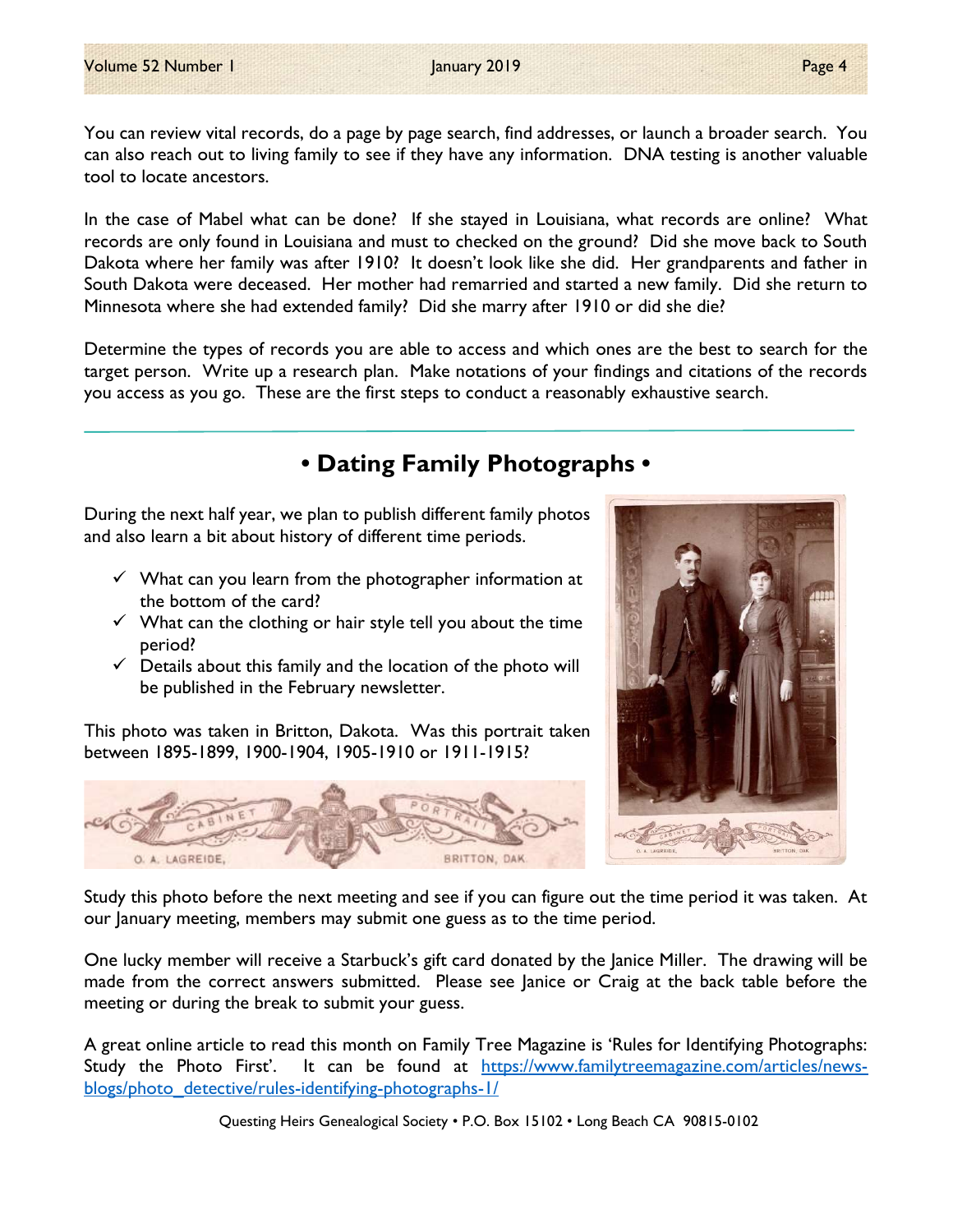You can review vital records, do a page by page search, find addresses, or launch a broader search. You can also reach out to living family to see if they have any information. DNA testing is another valuable tool to locate ancestors.

In the case of Mabel what can be done? If she stayed in Louisiana, what records are online? What records are only found in Louisiana and must to checked on the ground? Did she move back to South Dakota where her family was after 1910? It doesn't look like she did. Her grandparents and father in South Dakota were deceased. Her mother had remarried and started a new family. Did she return to Minnesota where she had extended family? Did she marry after 1910 or did she die?

Determine the types of records you are able to access and which ones are the best to search for the target person. Write up a research plan. Make notations of your findings and citations of the records you access as you go. These are the first steps to conduct a reasonably exhaustive search.

## • Dating Family Photographs •

During the next half year, we plan to publish different family photos and also learn a bit about history of different time periods.

- ✓ What can you learn from the photographer information at the bottom of the card?
- ✓ What can the clothing or hair style tell you about the time period?
- ✓ Details about this family and the location of the photo will be published in the February newsletter.

This photo was taken in Britton, Dakota. Was this portrait taken between 1895-1899, 1900-1904, 1905-1910 or 1911-1915?

Study this photo before the next meeting and see if you can figure out the time period it was taken. At our January meeting, members may submit one guess as to the time period.

One lucky member will receive a Starbuck's gift card donated by the Janice Miller. The drawing will be made from the correct answers submitted. Please see Janice or Craig at the back table before the meeting or during the break to submit your guess.

A great online article to read this month on Family Tree Magazine is 'Rules for Identifying Photographs: Study the Photo First'. It can be found at https://www.familytreemagazine.com/articles/news-blogs/photo_detective/rules-identifying-photographs-1/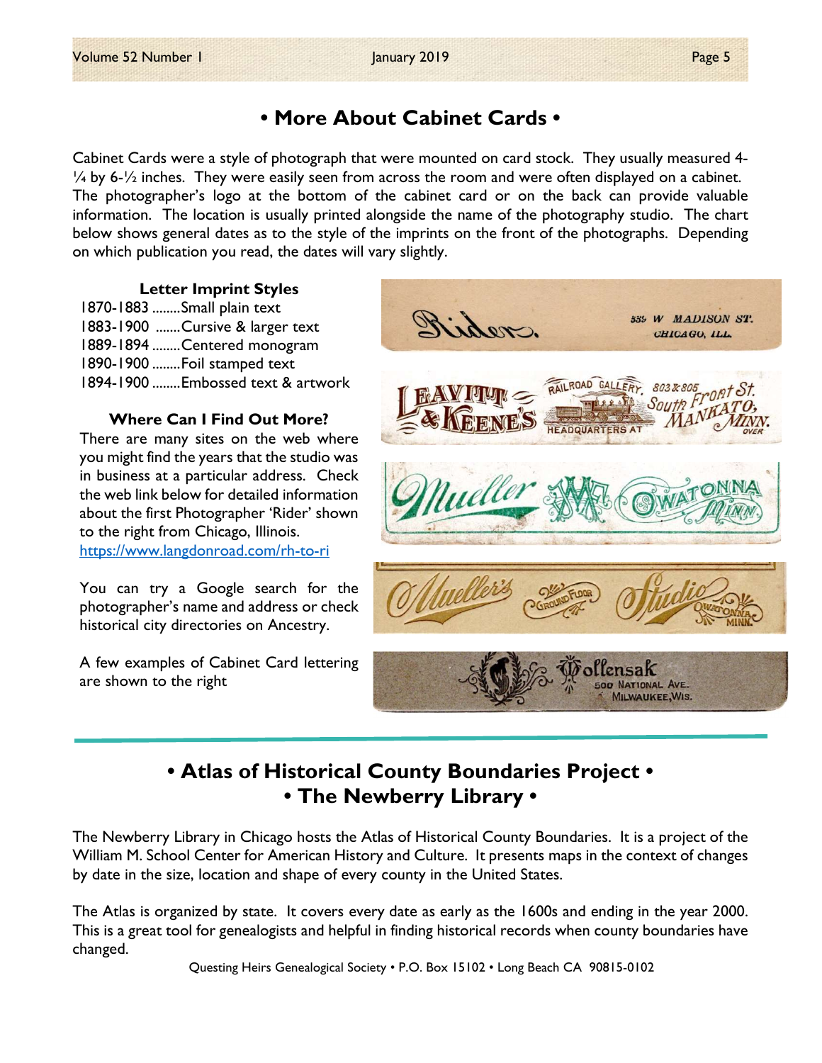## • More About Cabinet Cards •

Cabinet Cards were a style of photograph that were mounted on card stock. They usually measured 4-¼ by 6-½ inches. They were easily seen from across the room and were often displayed on a cabinet. The photographer's logo at the bottom of the cabinet card or on the back can provide valuable information. The location is usually printed alongside the name of the photography studio. The chart below shows general dates as to the style of the imprints on the front of the photographs. Depending on which publication you read, the dates will vary slightly.

**Letter Imprint Styles**

1870-1883 ........Small plain text
1883-1900 .......Cursive & larger text
1889-1894 ........Centered monogram
1890-1900 ........Foil stamped text
1894-1900 ........Embossed text & artwork

**Where Can I Find Out More?**

There are many sites on the web where you might find the years that the studio was in business at a particular address. Check the web link below for detailed information about the first Photographer 'Rider' shown to the right from Chicago, Illinois.
https://www.langdonroad.com/rh-to-ri

You can try a Google search for the photographer's name and address or check historical city directories on Ancestry.

A few examples of Cabinet Card lettering are shown to the right

## • Atlas of Historical County Boundaries Project •
## • The Newberry Library •

The Newberry Library in Chicago hosts the Atlas of Historical County Boundaries. It is a project of the William M. School Center for American History and Culture. It presents maps in the context of changes by date in the size, location and shape of every county in the United States.

The Atlas is organized by state. It covers every date as early as the 1600s and ending in the year 2000. This is a great tool for genealogists and helpful in finding historical records when county boundaries have changed.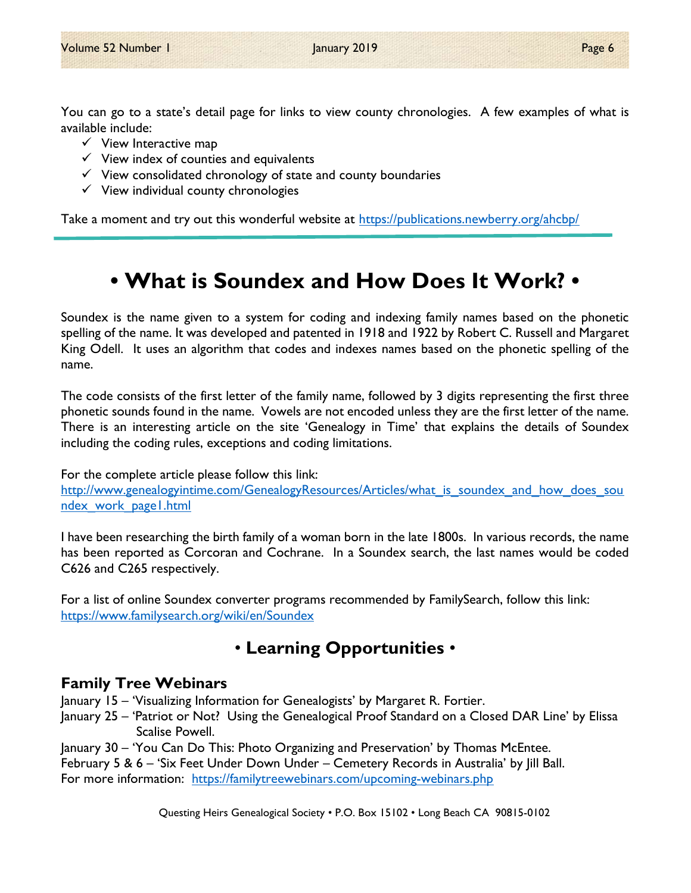You can go to a state's detail page for links to view county chronologies. A few examples of what is available include:

- ✓ View Interactive map
- ✓ View index of counties and equivalents
- ✓ View consolidated chronology of state and county boundaries
- ✓ View individual county chronologies

Take a moment and try out this wonderful website at https://publications.newberry.org/ahcbp/

---

# • What is Soundex and How Does It Work? •

Soundex is the name given to a system for coding and indexing family names based on the phonetic spelling of the name. It was developed and patented in 1918 and 1922 by Robert C. Russell and Margaret King Odell. It uses an algorithm that codes and indexes names based on the phonetic spelling of the name.

The code consists of the first letter of the family name, followed by 3 digits representing the first three phonetic sounds found in the name. Vowels are not encoded unless they are the first letter of the name. There is an interesting article on the site 'Genealogy in Time' that explains the details of Soundex including the coding rules, exceptions and coding limitations.

For the complete article please follow this link:
http://www.genealogyintime.com/GenealogyResources/Articles/what_is_soundex_and_how_does_soundex_work_page1.html

I have been researching the birth family of a woman born in the late 1800s. In various records, the name has been reported as Corcoran and Cochrane. In a Soundex search, the last names would be coded C626 and C265 respectively.

For a list of online Soundex converter programs recommended by FamilySearch, follow this link:
https://www.familysearch.org/wiki/en/Soundex

## • Learning Opportunities •

### Family Tree Webinars

January 15 – 'Visualizing Information for Genealogists' by Margaret R. Fortier.
January 25 – 'Patriot or Not? Using the Genealogical Proof Standard on a Closed DAR Line' by Elissa Scalise Powell.
January 30 – 'You Can Do This: Photo Organizing and Preservation' by Thomas McEntee.
February 5 & 6 – 'Six Feet Under Down Under – Cemetery Records in Australia' by Jill Ball.
For more information: https://familytreewebinars.com/upcoming-webinars.php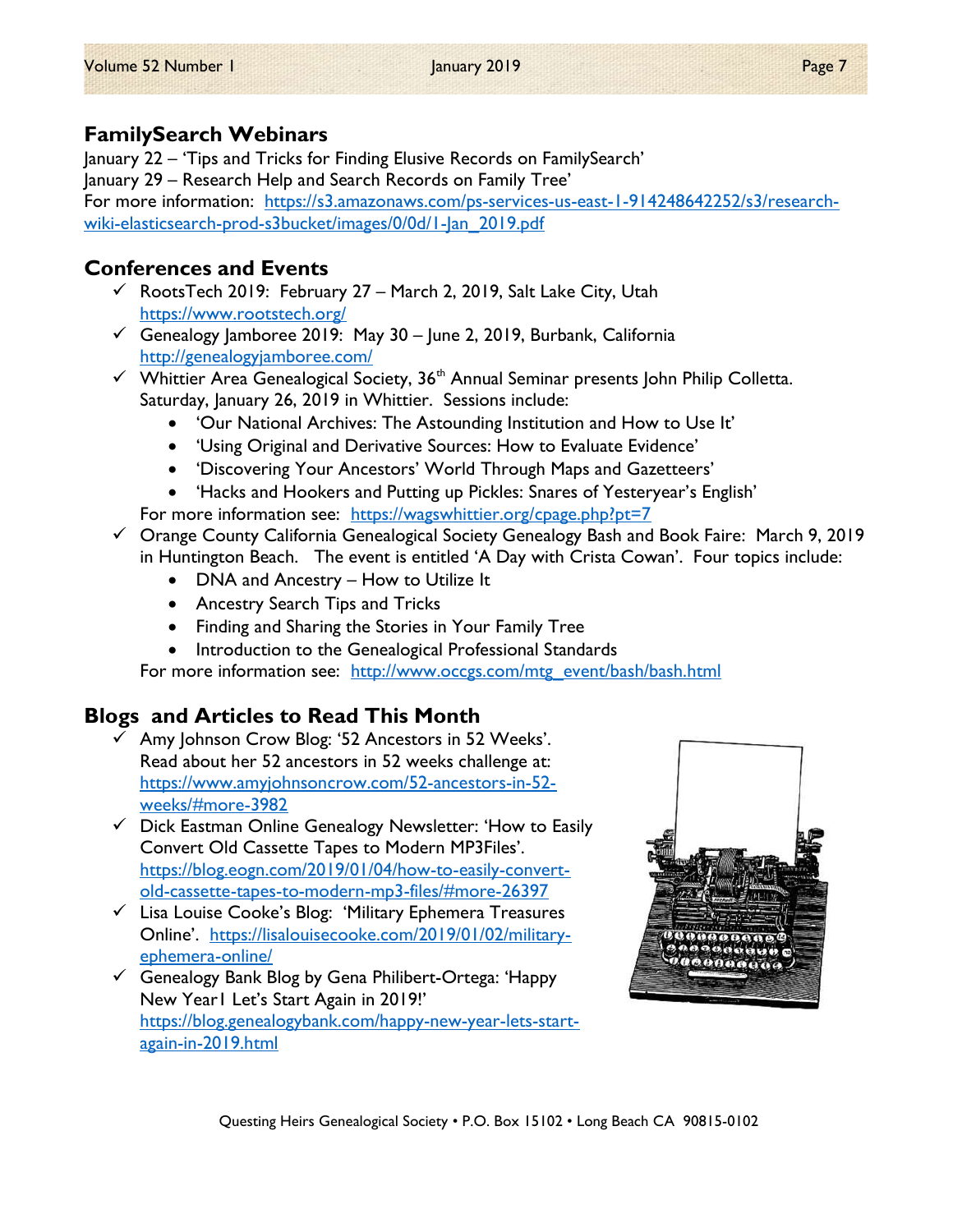## FamilySearch Webinars

January 22 – 'Tips and Tricks for Finding Elusive Records on FamilySearch'
January 29 – Research Help and Search Records on Family Tree'
For more information: https://s3.amazonaws.com/ps-services-us-east-1-914248642252/s3/research-wiki-elasticsearch-prod-s3bucket/images/0/0d/1-Jan_2019.pdf

## Conferences and Events

- ✓ RootsTech 2019: February 27 – March 2, 2019, Salt Lake City, Utah
  https://www.rootstech.org/
- ✓ Genealogy Jamboree 2019: May 30 – June 2, 2019, Burbank, California
  http://genealogyjamboree.com/
- ✓ Whittier Area Genealogical Society, 36th Annual Seminar presents John Philip Colletta. Saturday, January 26, 2019 in Whittier. Sessions include:
  - 'Our National Archives: The Astounding Institution and How to Use It'
  - 'Using Original and Derivative Sources: How to Evaluate Evidence'
  - 'Discovering Your Ancestors' World Through Maps and Gazetteers'
  - 'Hacks and Hookers and Putting up Pickles: Snares of Yesteryear's English'

  For more information see: https://wagswhittier.org/cpage.php?pt=7
- ✓ Orange County California Genealogical Society Genealogy Bash and Book Faire: March 9, 2019 in Huntington Beach. The event is entitled 'A Day with Crista Cowan'. Four topics include:
  - DNA and Ancestry – How to Utilize It
  - Ancestry Search Tips and Tricks
  - Finding and Sharing the Stories in Your Family Tree
  - Introduction to the Genealogical Professional Standards

  For more information see: http://www.occgs.com/mtg_event/bash/bash.html

## Blogs and Articles to Read This Month

- ✓ Amy Johnson Crow Blog: '52 Ancestors in 52 Weeks'. Read about her 52 ancestors in 52 weeks challenge at: https://www.amyjohnsoncrow.com/52-ancestors-in-52-weeks/#more-3982
- ✓ Dick Eastman Online Genealogy Newsletter: 'How to Easily Convert Old Cassette Tapes to Modern MP3Files'. https://blog.eogn.com/2019/01/04/how-to-easily-convert-old-cassette-tapes-to-modern-mp3-files/#more-26397
- ✓ Lisa Louise Cooke's Blog: 'Military Ephemera Treasures Online'. https://lisalouisecooke.com/2019/01/02/military-ephemera-online/
- ✓ Genealogy Bank Blog by Gena Philibert-Ortega: 'Happy New Year! Let's Start Again in 2019!' https://blog.genealogybank.com/happy-new-year-lets-start-again-in-2019.html

Questing Heirs Genealogical Society • P.O. Box 15102 • Long Beach CA 90815-0102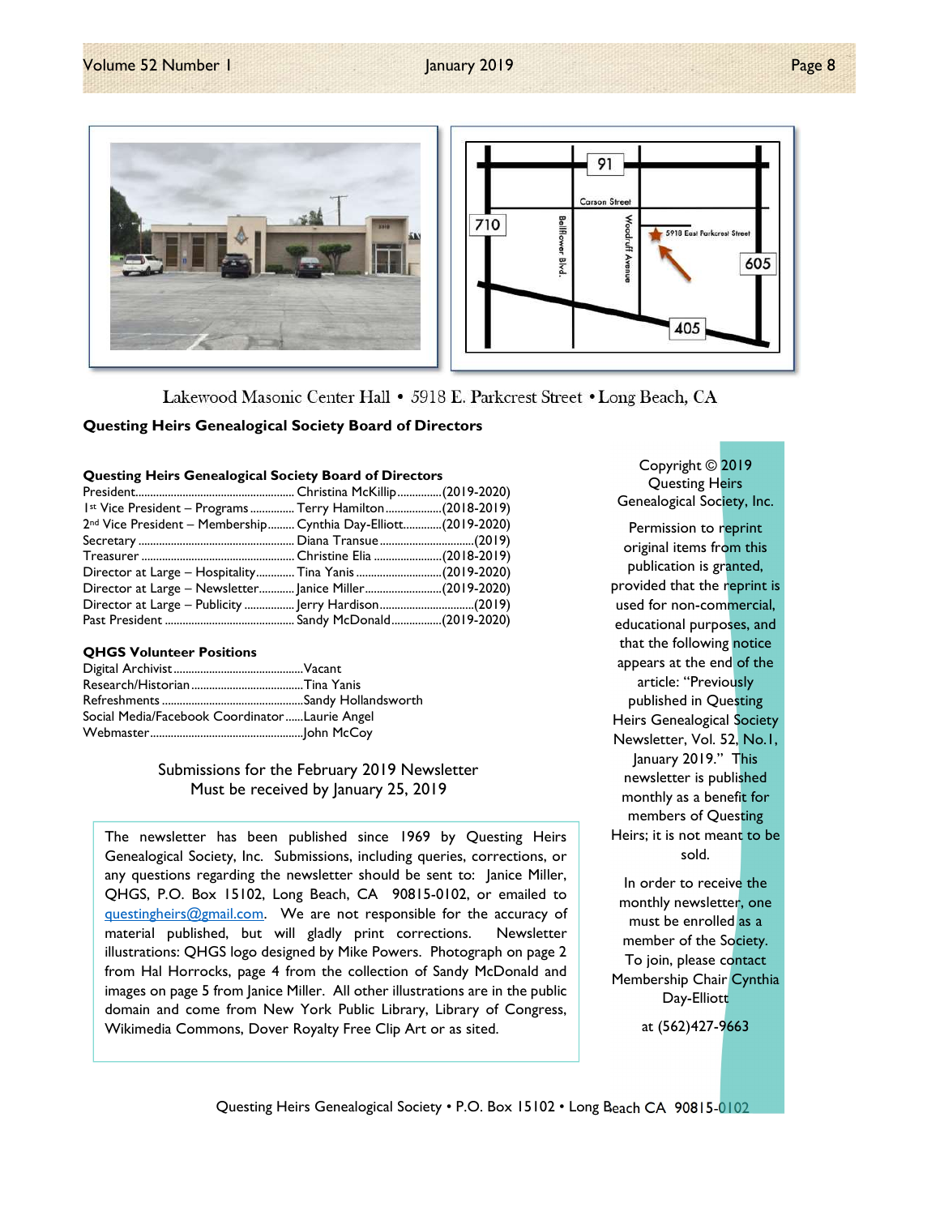Lakewood Masonic Center Hall • 5918 E. Parkcrest Street • Long Beach, CA

**Questing Heirs Genealogical Society Board of Directors**

**Questing Heirs Genealogical Society Board of Directors**

| | | |
|---|---|---|
| President | Christina McKillip | (2019-2020) |
| 1st Vice President – Programs | Terry Hamilton | (2018-2019) |
| 2nd Vice President – Membership | Cynthia Day-Elliott | (2019-2020) |
| Secretary | Diana Transue | (2019) |
| Treasurer | Christine Elia | (2018-2019) |
| Director at Large – Hospitality | Tina Yanis | (2019-2020) |
| Director at Large – Newsletter | Janice Miller | (2019-2020) |
| Director at Large – Publicity | Jerry Hardison | (2019) |
| Past President | Sandy McDonald | (2019-2020) |

**QHGS Volunteer Positions**

| | |
|---|---|
| Digital Archivist | Vacant |
| Research/Historian | Tina Yanis |
| Refreshments | Sandy Hollandsworth |
| Social Media/Facebook Coordinator | Laurie Angel |
| Webmaster | John McCoy |

Submissions for the February 2019 Newsletter
Must be received by January 25, 2019

The newsletter has been published since 1969 by Questing Heirs Genealogical Society, Inc. Submissions, including queries, corrections, or any questions regarding the newsletter should be sent to: Janice Miller, QHGS, P.O. Box 15102, Long Beach, CA 90815-0102, or emailed to questingheirs@gmail.com. We are not responsible for the accuracy of material published, but will gladly print corrections. Newsletter illustrations: QHGS logo designed by Mike Powers. Photograph on page 2 from Hal Horrocks, page 4 from the collection of Sandy McDonald and images on page 5 from Janice Miller. All other illustrations are in the public domain and come from New York Public Library, Library of Congress, Wikimedia Commons, Dover Royalty Free Clip Art or as sited.

Copyright © 2019 Questing Heirs Genealogical Society, Inc.

Permission to reprint original items from this publication is granted, provided that the reprint is used for non-commercial, educational purposes, and that the following notice appears at the end of the article: "Previously published in Questing Heirs Genealogical Society Newsletter, Vol. 52, No.1, January 2019." This newsletter is published monthly as a benefit for members of Questing Heirs; it is not meant to be sold.

In order to receive the monthly newsletter, one must be enrolled as a member of the Society. To join, please contact Membership Chair Cynthia Day-Elliott

at (562)427-9663

Questing Heirs Genealogical Society • P.O. Box 15102 • Long Beach CA 90815-0102